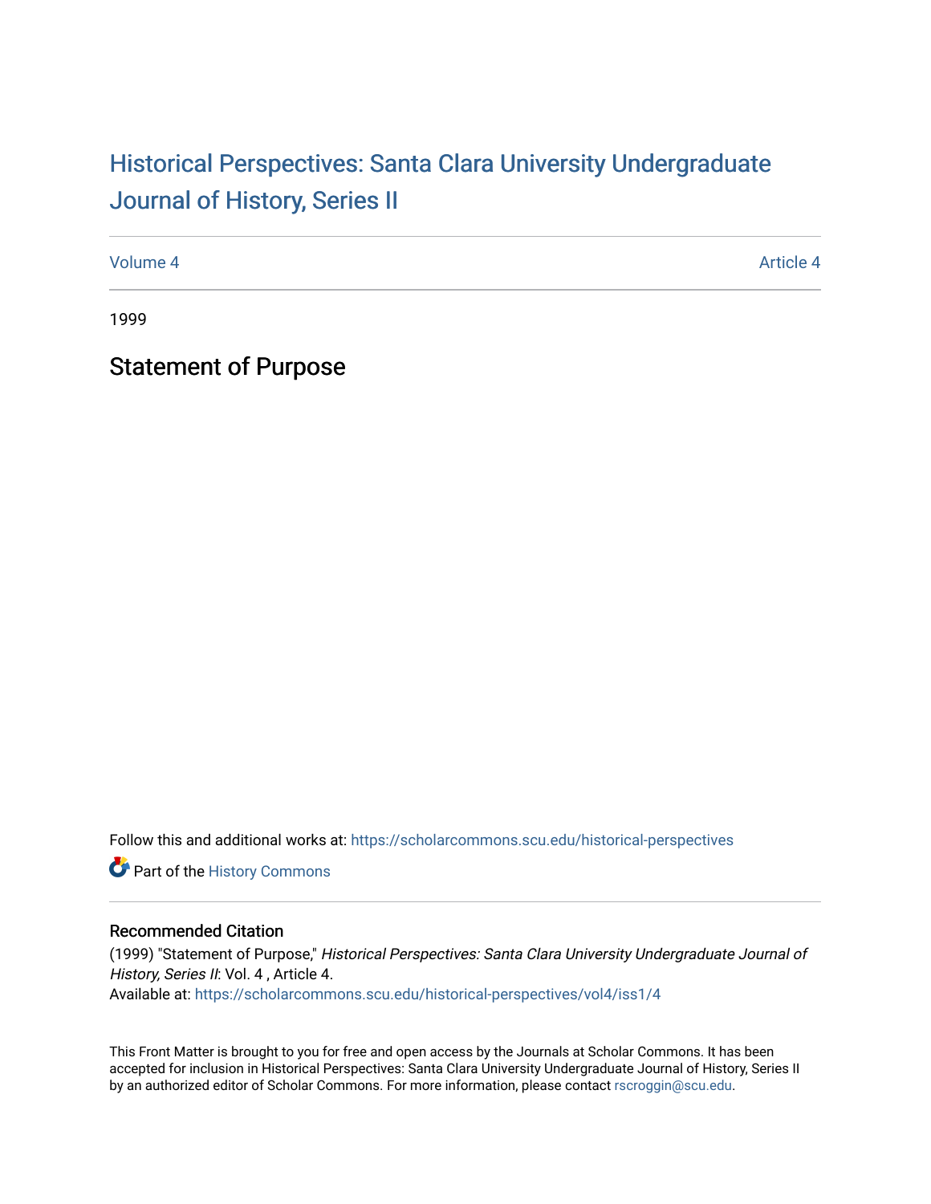# Historical Perspectives: Santa Clara University Undergraduate Journal of History, Series II

Volume 4 Article 4

1999

## Statement of Purpose

Follow this and additional works at: https://scholarcommons.scu.edu/historical-perspectives

Part of the History Commons

### Recommended Citation

(1999) "Statement of Purpose," *Historical Perspectives: Santa Clara University Undergraduate Journal of History, Series II*: Vol. 4 , Article 4.
Available at: https://scholarcommons.scu.edu/historical-perspectives/vol4/iss1/4

This Front Matter is brought to you for free and open access by the Journals at Scholar Commons. It has been accepted for inclusion in Historical Perspectives: Santa Clara University Undergraduate Journal of History, Series II by an authorized editor of Scholar Commons. For more information, please contact rscroggin@scu.edu.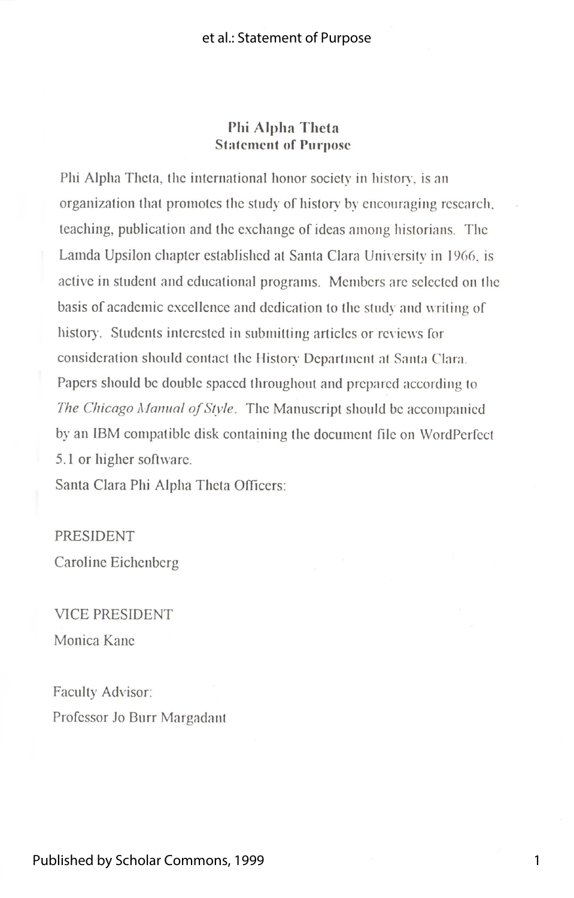## Phi Alpha Theta
## Statement of Purpose

Phi Alpha Theta, the international honor society in history, is an organization that promotes the study of history by encouraging research, teaching, publication and the exchange of ideas among historians. The Lamda Upsilon chapter established at Santa Clara University in 1966, is active in student and educational programs. Members are selected on the basis of academic excellence and dedication to the study and writing of history. Students interested in submitting articles or reviews for consideration should contact the History Department at Santa Clara. Papers should be double spaced throughout and prepared according to *The Chicago Manual of Style*. The Manuscript should be accompanied by an IBM compatible disk containing the document file on WordPerfect 5.1 or higher software.

Santa Clara Phi Alpha Theta Officers:

PRESIDENT
Caroline Eichenberg

VICE PRESIDENT
Monica Kane

Faculty Advisor:
Professor Jo Burr Margadant